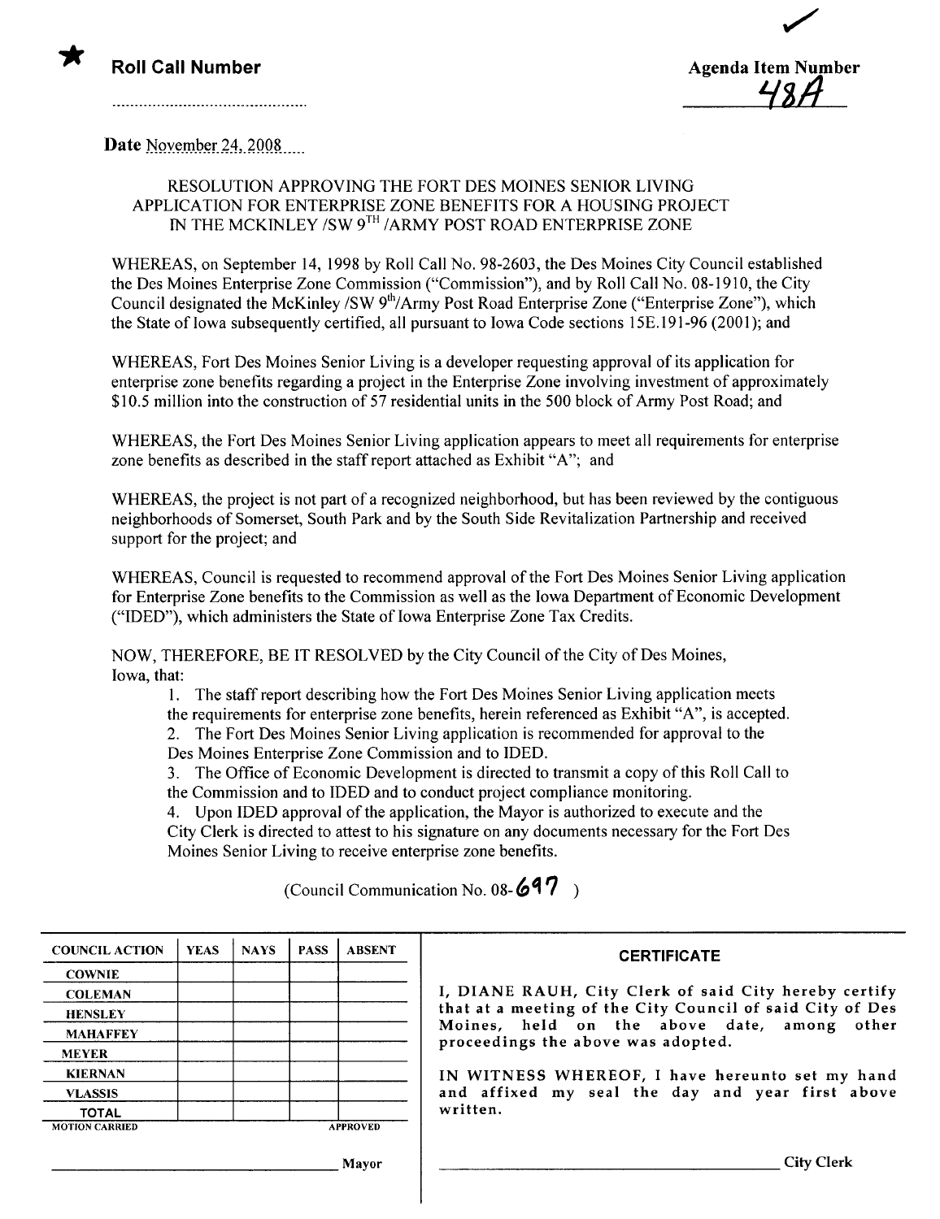★ **Roll Call Number**

..............................................

**Agenda Item Number**

48A

Date November 24, 2008

RESOLUTION APPROVING THE FORT DES MOINES SENIOR LIVING APPLICATION FOR ENTERPRISE ZONE BENEFITS FOR A HOUSING PROJECT IN THE MCKINLEY /SW 9TH /ARMY POST ROAD ENTERPRISE ZONE

WHEREAS, on September 14, 1998 by Roll Call No. 98-2603, the Des Moines City Council established the Des Moines Enterprise Zone Commission ("Commission"), and by Roll Call No. 08-1910, the City Council designated the McKinley /SW 9th/Army Post Road Enterprise Zone ("Enterprise Zone"), which the State of Iowa subsequently certified, all pursuant to Iowa Code sections 15E.191-96 (2001); and

WHEREAS, Fort Des Moines Senior Living is a developer requesting approval of its application for enterprise zone benefits regarding a project in the Enterprise Zone involving investment of approximately $10.5 million into the construction of 57 residential units in the 500 block of Army Post Road; and

WHEREAS, the Fort Des Moines Senior Living application appears to meet all requirements for enterprise zone benefits as described in the staff report attached as Exhibit "A"; and

WHEREAS, the project is not part of a recognized neighborhood, but has been reviewed by the contiguous neighborhoods of Somerset, South Park and by the South Side Revitalization Partnership and received support for the project; and

WHEREAS, Council is requested to recommend approval of the Fort Des Moines Senior Living application for Enterprise Zone benefits to the Commission as well as the Iowa Department of Economic Development ("IDED"), which administers the State of Iowa Enterprise Zone Tax Credits.

NOW, THEREFORE, BE IT RESOLVED by the City Council of the City of Des Moines, Iowa, that:

1. The staff report describing how the Fort Des Moines Senior Living application meets the requirements for enterprise zone benefits, herein referenced as Exhibit "A", is accepted.
2. The Fort Des Moines Senior Living application is recommended for approval to the Des Moines Enterprise Zone Commission and to IDED.
3. The Office of Economic Development is directed to transmit a copy of this Roll Call to the Commission and to IDED and to conduct project compliance monitoring.
4. Upon IDED approval of the application, the Mayor is authorized to execute and the City Clerk is directed to attest to his signature on any documents necessary for the Fort Des Moines Senior Living to receive enterprise zone benefits.

(Council Communication No. 08-697 )

| COUNCIL ACTION | YEAS | NAYS | PASS | ABSENT |
|---|---|---|---|---|
| COWNIE | | | | |
| COLEMAN | | | | |
| HENSLEY | | | | |
| MAHAFFEY | | | | |
| MEYER | | | | |
| KIERNAN | | | | |
| VLASSIS | | | | |
| TOTAL | | | | |
| MOTION CARRIED | | | | APPROVED |

______________________________ Mayor

**CERTIFICATE**

I, DIANE RAUH, City Clerk of said City hereby certify that at a meeting of the City Council of said City of Des Moines, held on the above date, among other proceedings the above was adopted.

IN WITNESS WHEREOF, I have hereunto set my hand and affixed my seal the day and year first above written.

______________________________ City Clerk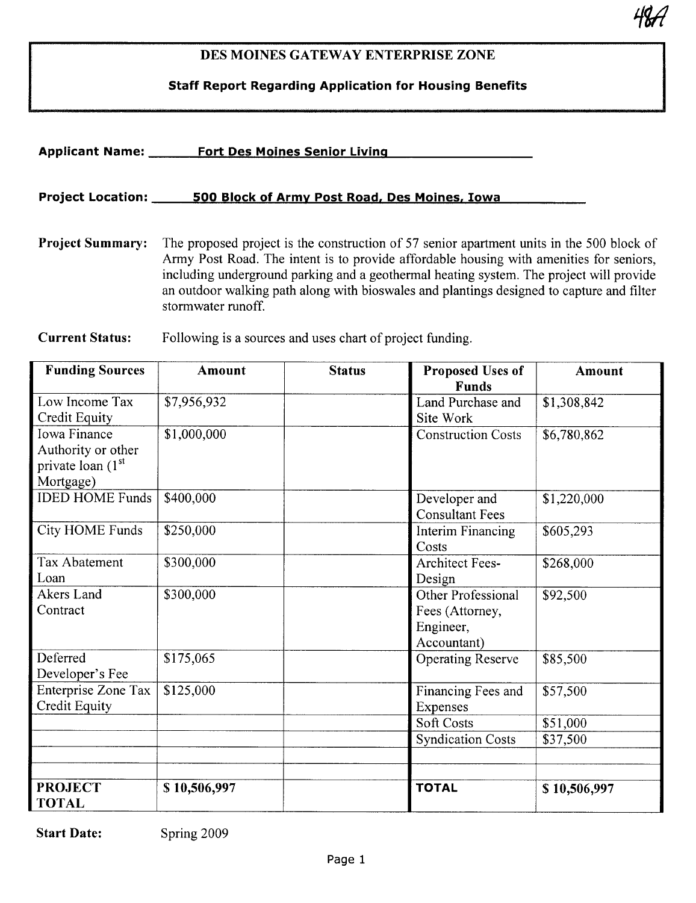48A

# DES MOINES GATEWAY ENTERPRISE ZONE

## Staff Report Regarding Application for Housing Benefits

**Applicant Name:** Fort Des Moines Senior Living

**Project Location:** 500 Block of Army Post Road, Des Moines, Iowa

**Project Summary:** The proposed project is the construction of 57 senior apartment units in the 500 block of Army Post Road. The intent is to provide affordable housing with amenities for seniors, including underground parking and a geothermal heating system. The project will provide an outdoor walking path along with bioswales and plantings designed to capture and filter stormwater runoff.

**Current Status:** Following is a sources and uses chart of project funding.

| Funding Sources | Amount | Status | Proposed Uses of Funds | Amount |
|---|---|---|---|---|
| Low Income Tax Credit Equity | $7,956,932 | | Land Purchase and Site Work | $1,308,842 |
| Iowa Finance Authority or other private loan (1st Mortgage) | $1,000,000 | | Construction Costs | $6,780,862 |
| IDED HOME Funds | $400,000 | | Developer and Consultant Fees | $1,220,000 |
| City HOME Funds | $250,000 | | Interim Financing Costs | $605,293 |
| Tax Abatement Loan | $300,000 | | Architect Fees-Design | $268,000 |
| Akers Land Contract | $300,000 | | Other Professional Fees (Attorney, Engineer, Accountant) | $92,500 |
| Deferred Developer's Fee | $175,065 | | Operating Reserve | $85,500 |
| Enterprise Zone Tax Credit Equity | $125,000 | | Financing Fees and Expenses | $57,500 |
| | | | Soft Costs | $51,000 |
| | | | Syndication Costs | $37,500 |
| | | | | |
| **PROJECT TOTAL** | **$ 10,506,997** | | **TOTAL** | **$ 10,506,997** |

**Start Date:** Spring 2009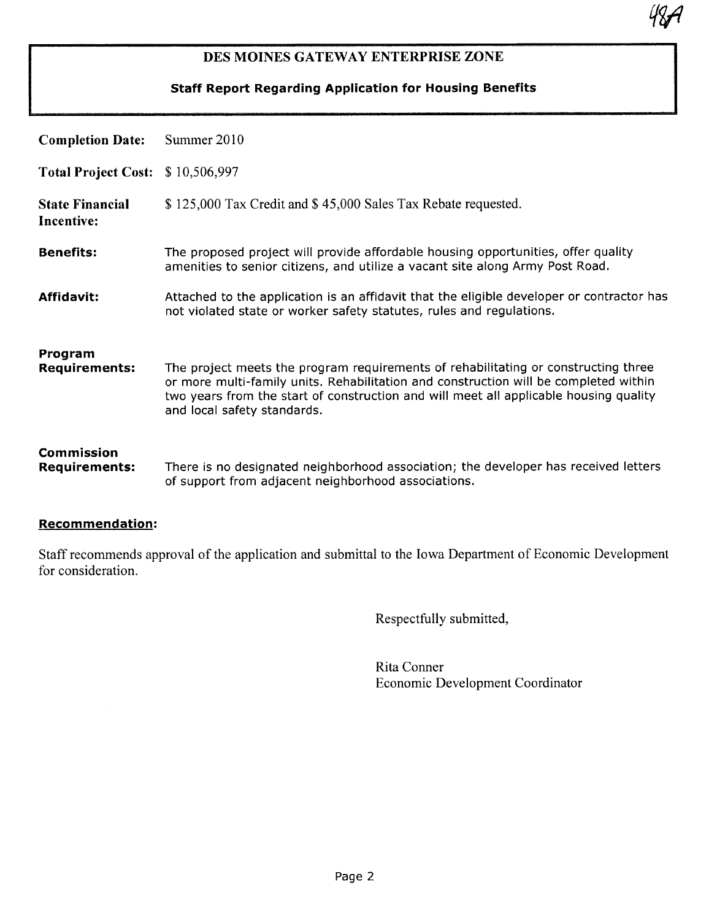48A

# DES MOINES GATEWAY ENTERPRISE ZONE

## Staff Report Regarding Application for Housing Benefits

**Completion Date:** Summer 2010

**Total Project Cost:** $ 10,506,997

**State Financial Incentive:** $ 125,000 Tax Credit and $ 45,000 Sales Tax Rebate requested.

**Benefits:** The proposed project will provide affordable housing opportunities, offer quality amenities to senior citizens, and utilize a vacant site along Army Post Road.

**Affidavit:** Attached to the application is an affidavit that the eligible developer or contractor has not violated state or worker safety statutes, rules and regulations.

**Program Requirements:** The project meets the program requirements of rehabilitating or constructing three or more multi-family units. Rehabilitation and construction will be completed within two years from the start of construction and will meet all applicable housing quality and local safety standards.

**Commission Requirements:** There is no designated neighborhood association; the developer has received letters of support from adjacent neighborhood associations.

**Recommendation:**

Staff recommends approval of the application and submittal to the Iowa Department of Economic Development for consideration.

Respectfully submitted,

Rita Conner
Economic Development Coordinator